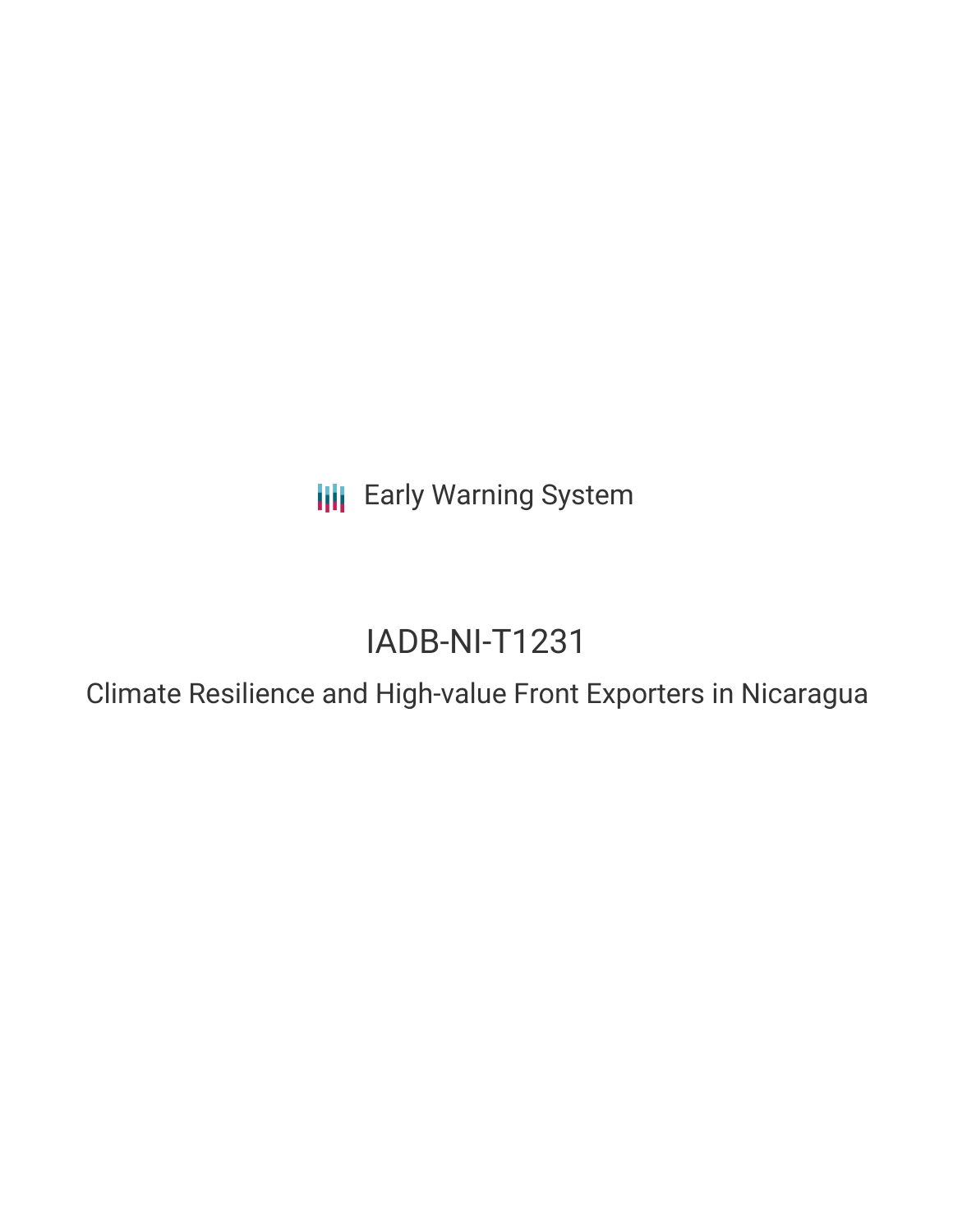Early Warning System

# IADB-NI-T1231

## Climate Resilience and High-value Front Exporters in Nicaragua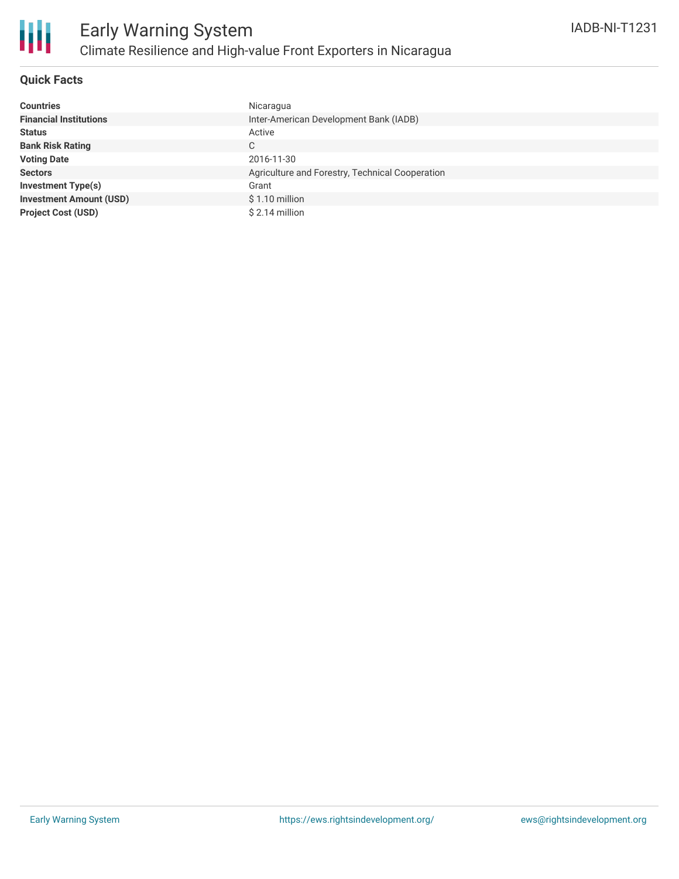# Early Warning System

## Climate Resilience and High-value Front Exporters in Nicaragua

IADB-NI-T1231

### Quick Facts

| | |
|---|---|
| **Countries** | Nicaragua |
| **Financial Institutions** | Inter-American Development Bank (IADB) |
| **Status** | Active |
| **Bank Risk Rating** | C |
| **Voting Date** | 2016-11-30 |
| **Sectors** | Agriculture and Forestry, Technical Cooperation |
| **Investment Type(s)** | Grant |
| **Investment Amount (USD)** | $ 1.10 million |
| **Project Cost (USD)** | $ 2.14 million |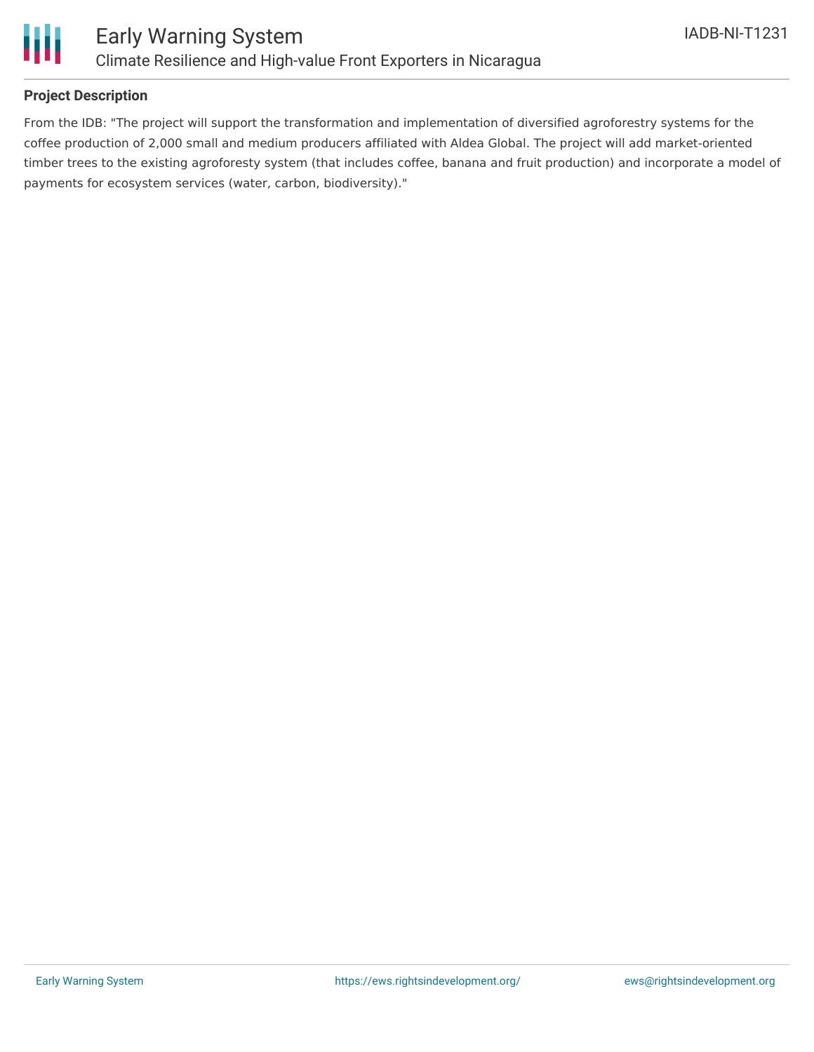### Project Description

From the IDB: "The project will support the transformation and implementation of diversified agroforestry systems for the coffee production of 2,000 small and medium producers affiliated with Aldea Global. The project will add market-oriented timber trees to the existing agroforesty system (that includes coffee, banana and fruit production) and incorporate a model of payments for ecosystem services (water, carbon, biodiversity)."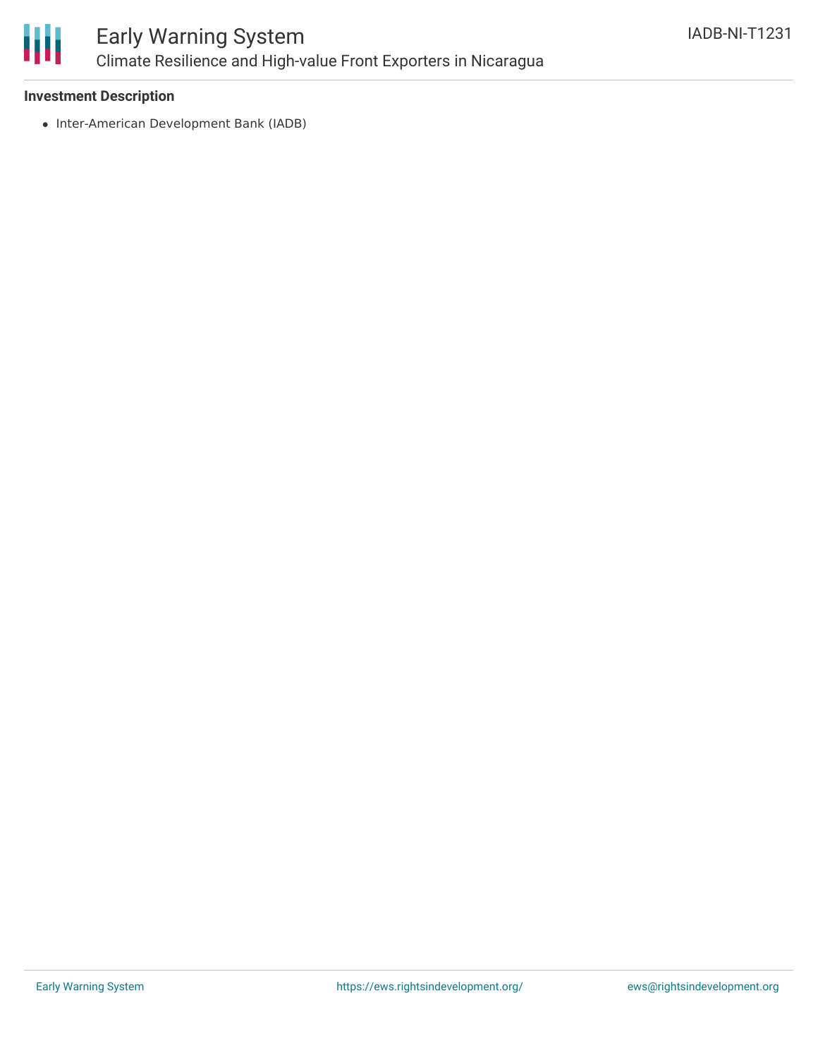### Investment Description

- Inter-American Development Bank (IADB)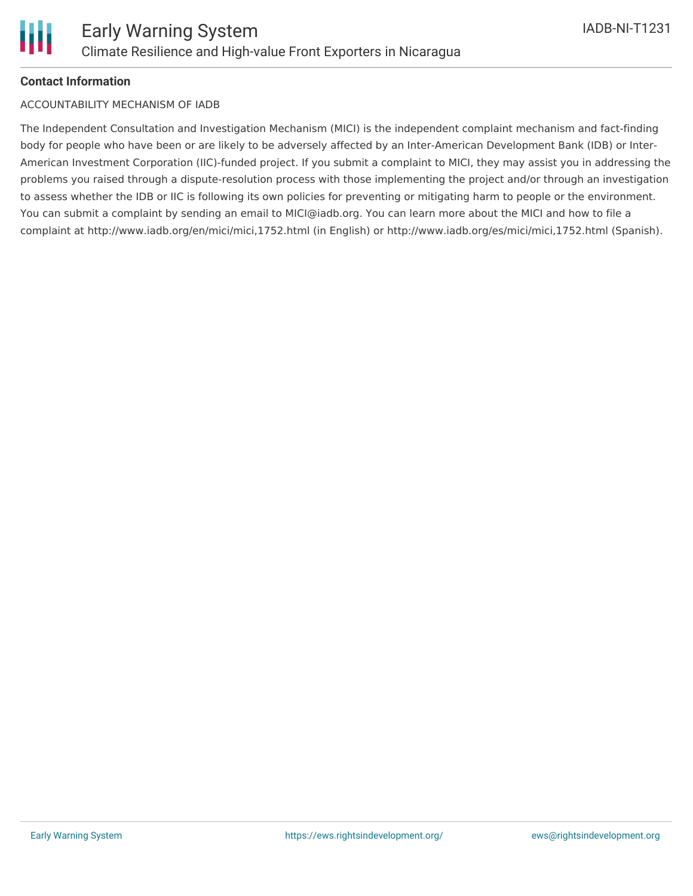**Contact Information**

ACCOUNTABILITY MECHANISM OF IADB

The Independent Consultation and Investigation Mechanism (MICI) is the independent complaint mechanism and fact-finding body for people who have been or are likely to be adversely affected by an Inter-American Development Bank (IDB) or Inter-American Investment Corporation (IIC)-funded project. If you submit a complaint to MICI, they may assist you in addressing the problems you raised through a dispute-resolution process with those implementing the project and/or through an investigation to assess whether the IDB or IIC is following its own policies for preventing or mitigating harm to people or the environment. You can submit a complaint by sending an email to MICI@iadb.org. You can learn more about the MICI and how to file a complaint at http://www.iadb.org/en/mici/mici,1752.html (in English) or http://www.iadb.org/es/mici/mici,1752.html (Spanish).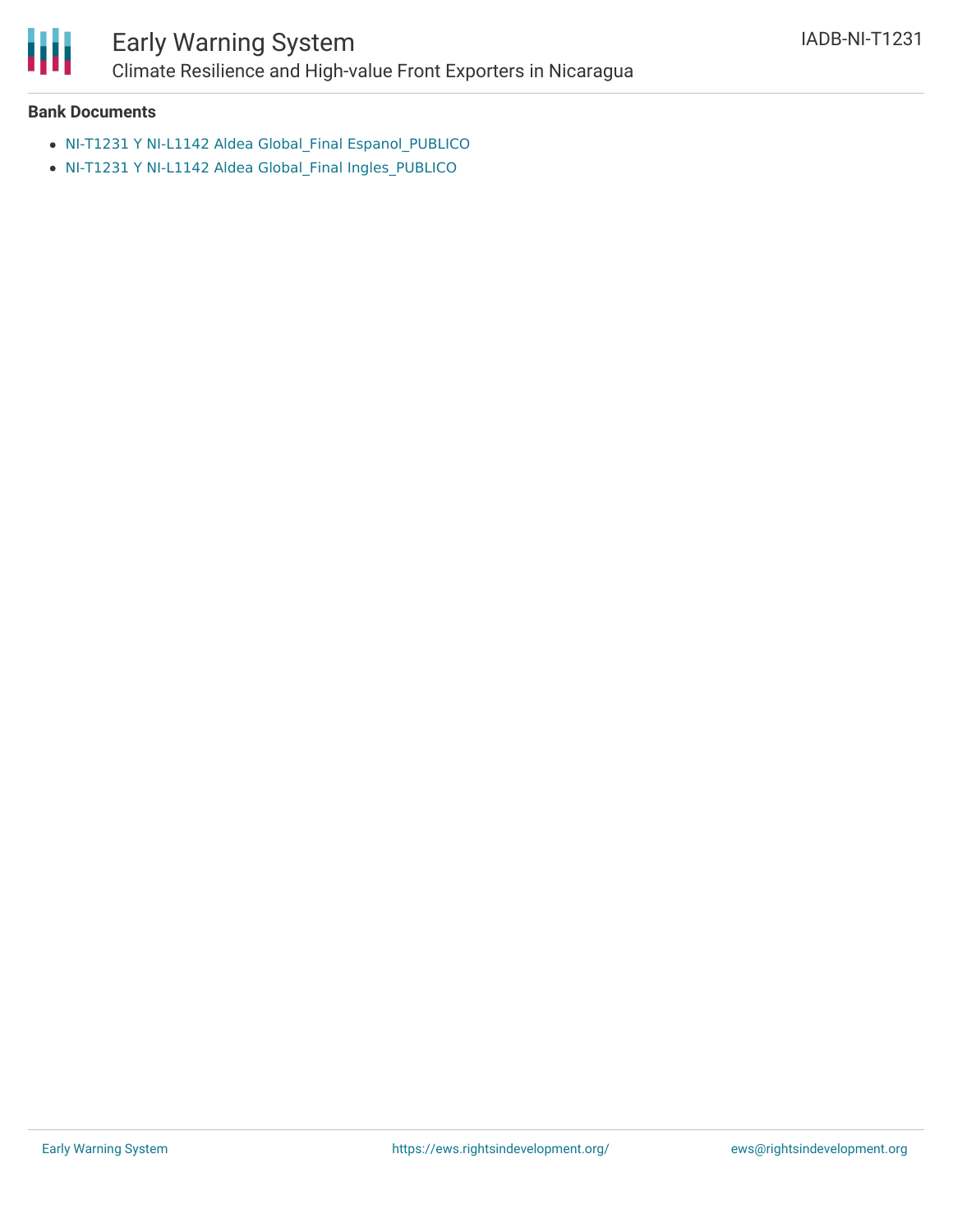**Bank Documents**

- NI-T1231 Y NI-L1142 Aldea Global_Final Espanol_PUBLICO
- NI-T1231 Y NI-L1142 Aldea Global_Final Ingles_PUBLICO